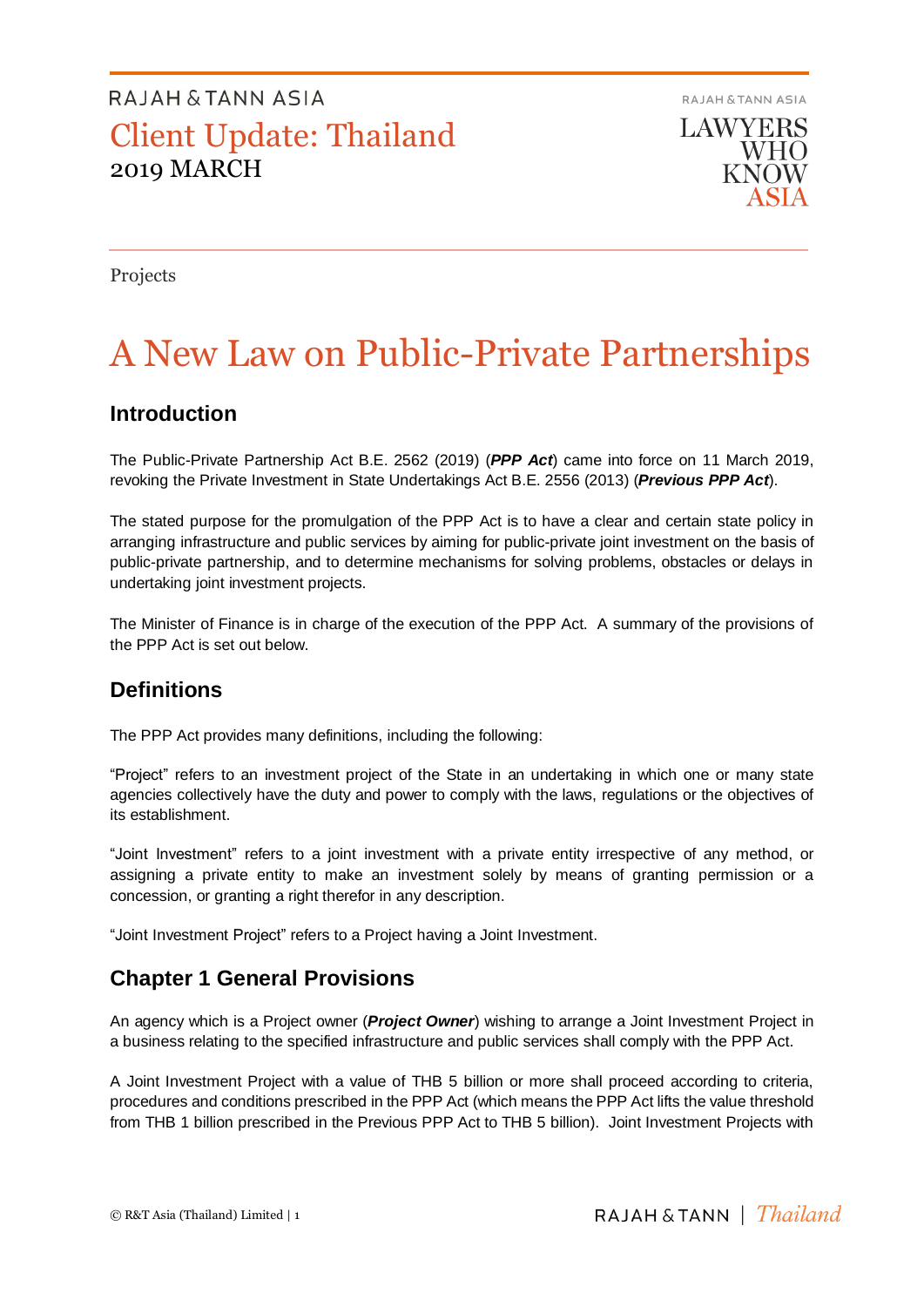RAJAH & TANN ASIA

Client Update: Thailand
2019 MARCH

Projects

# A New Law on Public-Private Partnerships

## Introduction

The Public-Private Partnership Act B.E. 2562 (2019) (***PPP Act***) came into force on 11 March 2019, revoking the Private Investment in State Undertakings Act B.E. 2556 (2013) (***Previous PPP Act***).

The stated purpose for the promulgation of the PPP Act is to have a clear and certain state policy in arranging infrastructure and public services by aiming for public-private joint investment on the basis of public-private partnership, and to determine mechanisms for solving problems, obstacles or delays in undertaking joint investment projects.

The Minister of Finance is in charge of the execution of the PPP Act. A summary of the provisions of the PPP Act is set out below.

## Definitions

The PPP Act provides many definitions, including the following:

"Project" refers to an investment project of the State in an undertaking in which one or many state agencies collectively have the duty and power to comply with the laws, regulations or the objectives of its establishment.

"Joint Investment" refers to a joint investment with a private entity irrespective of any method, or assigning a private entity to make an investment solely by means of granting permission or a concession, or granting a right therefor in any description.

"Joint Investment Project" refers to a Project having a Joint Investment.

## Chapter 1 General Provisions

An agency which is a Project owner (***Project Owner***) wishing to arrange a Joint Investment Project in a business relating to the specified infrastructure and public services shall comply with the PPP Act.

A Joint Investment Project with a value of THB 5 billion or more shall proceed according to criteria, procedures and conditions prescribed in the PPP Act (which means the PPP Act lifts the value threshold from THB 1 billion prescribed in the Previous PPP Act to THB 5 billion). Joint Investment Projects with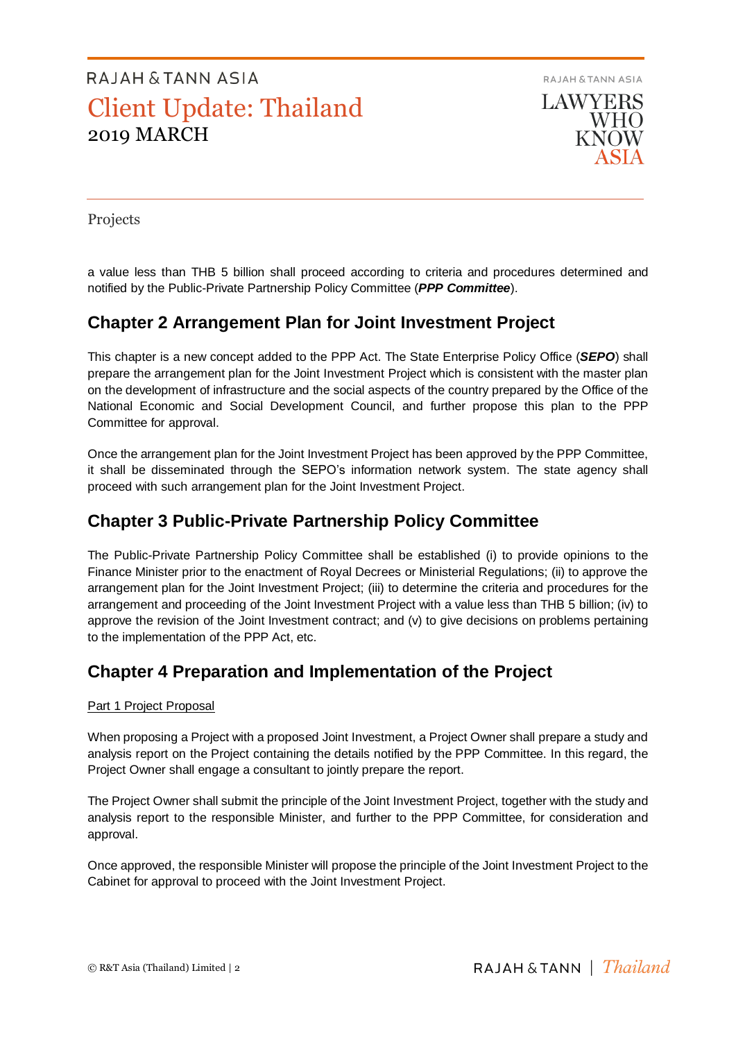a value less than THB 5 billion shall proceed according to criteria and procedures determined and notified by the Public-Private Partnership Policy Committee (***PPP Committee***).

## Chapter 2 Arrangement Plan for Joint Investment Project

This chapter is a new concept added to the PPP Act. The State Enterprise Policy Office (***SEPO***) shall prepare the arrangement plan for the Joint Investment Project which is consistent with the master plan on the development of infrastructure and the social aspects of the country prepared by the Office of the National Economic and Social Development Council, and further propose this plan to the PPP Committee for approval.

Once the arrangement plan for the Joint Investment Project has been approved by the PPP Committee, it shall be disseminated through the SEPO's information network system. The state agency shall proceed with such arrangement plan for the Joint Investment Project.

## Chapter 3 Public-Private Partnership Policy Committee

The Public-Private Partnership Policy Committee shall be established (i) to provide opinions to the Finance Minister prior to the enactment of Royal Decrees or Ministerial Regulations; (ii) to approve the arrangement plan for the Joint Investment Project; (iii) to determine the criteria and procedures for the arrangement and proceeding of the Joint Investment Project with a value less than THB 5 billion; (iv) to approve the revision of the Joint Investment contract; and (v) to give decisions on problems pertaining to the implementation of the PPP Act, etc.

## Chapter 4 Preparation and Implementation of the Project

Part 1 Project Proposal

When proposing a Project with a proposed Joint Investment, a Project Owner shall prepare a study and analysis report on the Project containing the details notified by the PPP Committee. In this regard, the Project Owner shall engage a consultant to jointly prepare the report.

The Project Owner shall submit the principle of the Joint Investment Project, together with the study and analysis report to the responsible Minister, and further to the PPP Committee, for consideration and approval.

Once approved, the responsible Minister will propose the principle of the Joint Investment Project to the Cabinet for approval to proceed with the Joint Investment Project.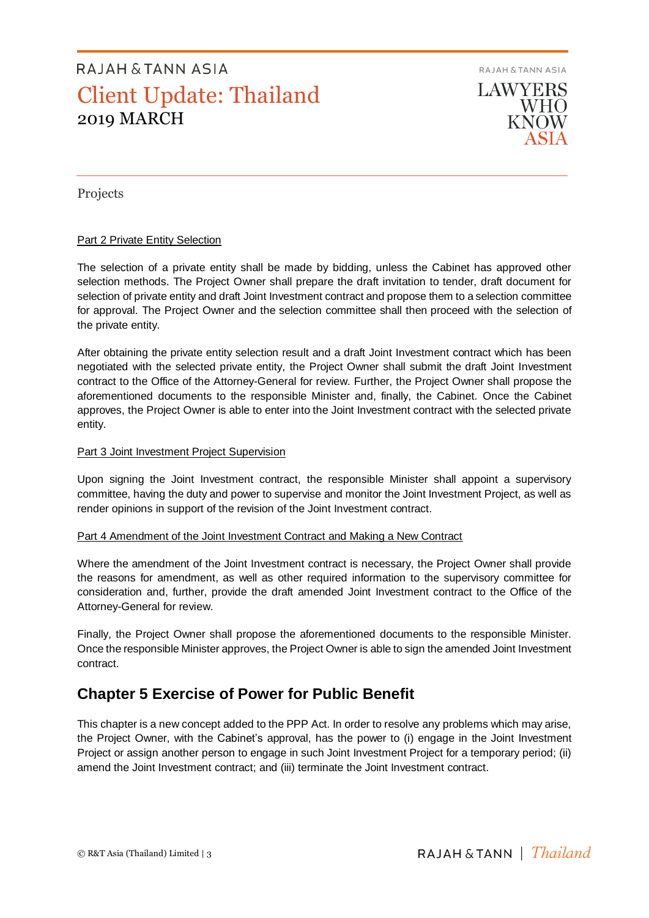Projects

Part 2 Private Entity Selection

The selection of a private entity shall be made by bidding, unless the Cabinet has approved other selection methods. The Project Owner shall prepare the draft invitation to tender, draft document for selection of private entity and draft Joint Investment contract and propose them to a selection committee for approval. The Project Owner and the selection committee shall then proceed with the selection of the private entity.

After obtaining the private entity selection result and a draft Joint Investment contract which has been negotiated with the selected private entity, the Project Owner shall submit the draft Joint Investment contract to the Office of the Attorney-General for review. Further, the Project Owner shall propose the aforementioned documents to the responsible Minister and, finally, the Cabinet. Once the Cabinet approves, the Project Owner is able to enter into the Joint Investment contract with the selected private entity.

Part 3 Joint Investment Project Supervision

Upon signing the Joint Investment contract, the responsible Minister shall appoint a supervisory committee, having the duty and power to supervise and monitor the Joint Investment Project, as well as render opinions in support of the revision of the Joint Investment contract.

Part 4 Amendment of the Joint Investment Contract and Making a New Contract

Where the amendment of the Joint Investment contract is necessary, the Project Owner shall provide the reasons for amendment, as well as other required information to the supervisory committee for consideration and, further, provide the draft amended Joint Investment contract to the Office of the Attorney-General for review.

Finally, the Project Owner shall propose the aforementioned documents to the responsible Minister. Once the responsible Minister approves, the Project Owner is able to sign the amended Joint Investment contract.

## Chapter 5 Exercise of Power for Public Benefit

This chapter is a new concept added to the PPP Act. In order to resolve any problems which may arise, the Project Owner, with the Cabinet's approval, has the power to (i) engage in the Joint Investment Project or assign another person to engage in such Joint Investment Project for a temporary period; (ii) amend the Joint Investment contract; and (iii) terminate the Joint Investment contract.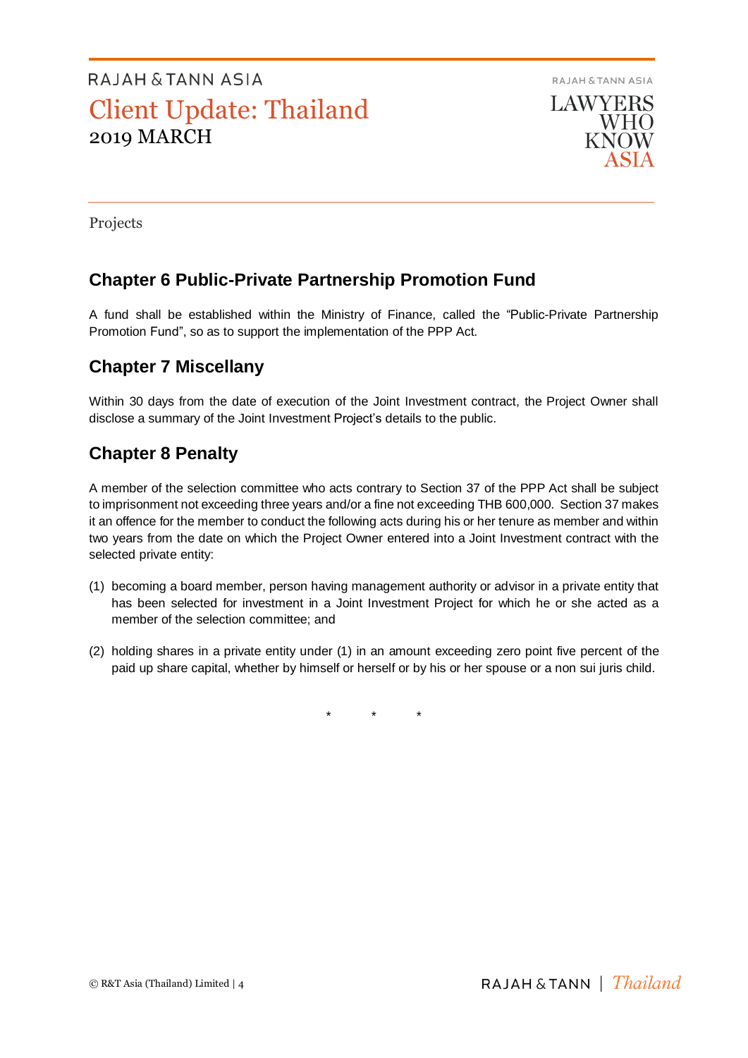Projects

## Chapter 6 Public-Private Partnership Promotion Fund

A fund shall be established within the Ministry of Finance, called the "Public-Private Partnership Promotion Fund", so as to support the implementation of the PPP Act.

## Chapter 7 Miscellany

Within 30 days from the date of execution of the Joint Investment contract, the Project Owner shall disclose a summary of the Joint Investment Project's details to the public.

## Chapter 8 Penalty

A member of the selection committee who acts contrary to Section 37 of the PPP Act shall be subject to imprisonment not exceeding three years and/or a fine not exceeding THB 600,000. Section 37 makes it an offence for the member to conduct the following acts during his or her tenure as member and within two years from the date on which the Project Owner entered into a Joint Investment contract with the selected private entity:

(1) becoming a board member, person having management authority or advisor in a private entity that has been selected for investment in a Joint Investment Project for which he or she acted as a member of the selection committee; and

(2) holding shares in a private entity under (1) in an amount exceeding zero point five percent of the paid up share capital, whether by himself or herself or by his or her spouse or a non sui juris child.

\* \* \*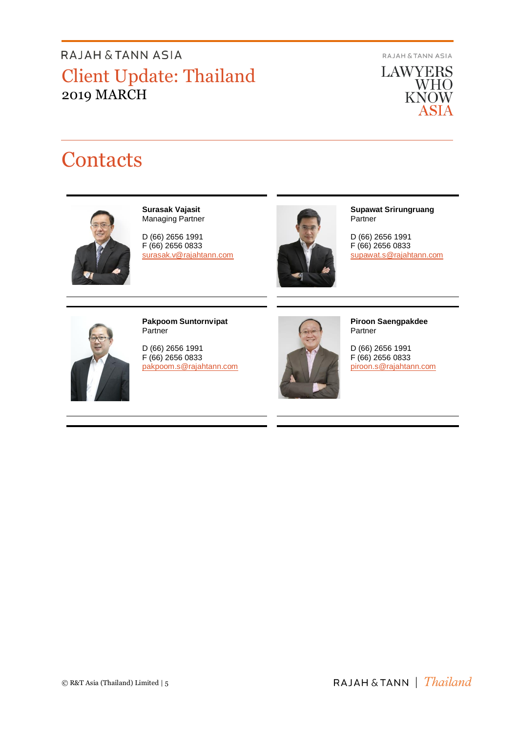# Contacts

**Surasak Vajasit**
Managing Partner

D (66) 2656 1991
F (66) 2656 0833
surasak.v@rajahtann.com

**Supawat Srirungruang**
Partner

D (66) 2656 1991
F (66) 2656 0833
supawat.s@rajahtann.com

**Pakpoom Suntornvipat**
Partner

D (66) 2656 1991
F (66) 2656 0833
pakpoom.s@rajahtann.com

**Piroon Saengpakdee**
Partner

D (66) 2656 1991
F (66) 2656 0833
piroon.s@rajahtann.com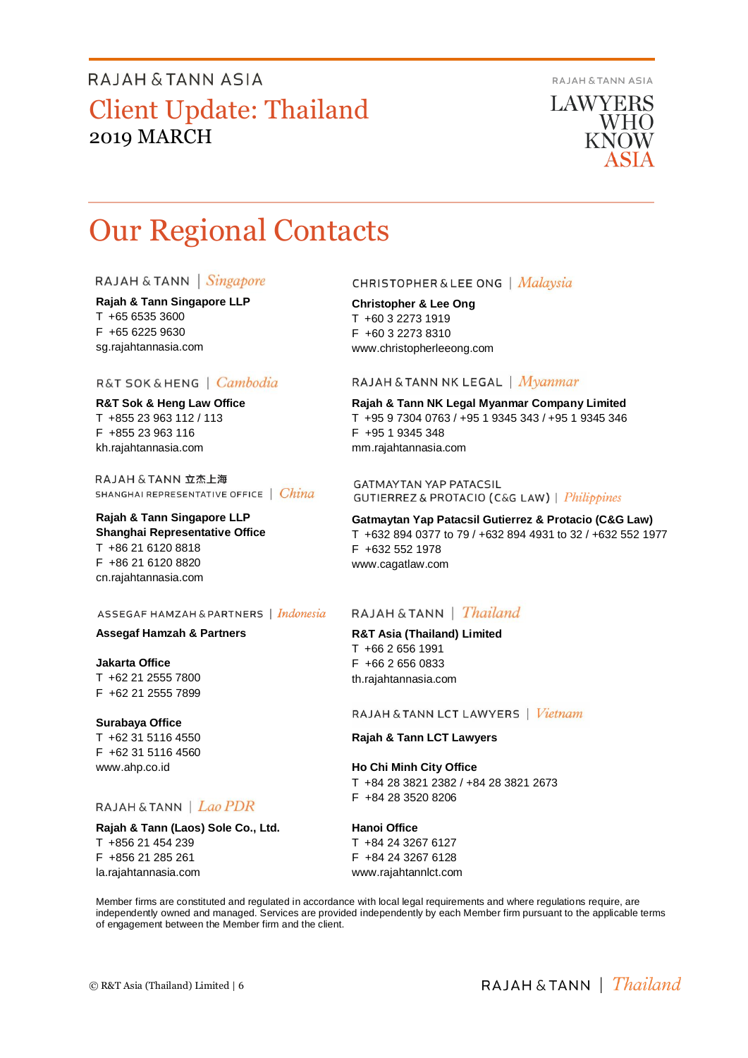# Our Regional Contacts

RAJAH & TANN | *Singapore*

**Rajah & Tann Singapore LLP**
T +65 6535 3600
F +65 6225 9630
sg.rajahtannasia.com

R&T SOK & HENG | *Cambodia*

**R&T Sok & Heng Law Office**
T +855 23 963 112 / 113
F +855 23 963 116
kh.rajahtannasia.com

RAJAH & TANN 立杰上海
SHANGHAI REPRESENTATIVE OFFICE | *China*

**Rajah & Tann Singapore LLP**
**Shanghai Representative Office**
T +86 21 6120 8818
F +86 21 6120 8820
cn.rajahtannasia.com

ASSEGAF HAMZAH & PARTNERS | *Indonesia*

**Assegaf Hamzah & Partners**

**Jakarta Office**
T +62 21 2555 7800
F +62 21 2555 7899

**Surabaya Office**
T +62 31 5116 4550
F +62 31 5116 4560
www.ahp.co.id

RAJAH & TANN | *Lao PDR*

**Rajah & Tann (Laos) Sole Co., Ltd.**
T +856 21 454 239
F +856 21 285 261
la.rajahtannasia.com

CHRISTOPHER & LEE ONG | *Malaysia*

**Christopher & Lee Ong**
T +60 3 2273 1919
F +60 3 2273 8310
www.christopherleeong.com

RAJAH & TANN NK LEGAL | *Myanmar*

**Rajah & Tann NK Legal Myanmar Company Limited**
T +95 9 7304 0763 / +95 1 9345 343 / +95 1 9345 346
F +95 1 9345 348
mm.rajahtannasia.com

GATMAYTAN YAP PATACSIL
GUTIERREZ & PROTACIO (C&G LAW) | *Philippines*

**Gatmaytan Yap Patacsil Gutierrez & Protacio (C&G Law)**
T +632 894 0377 to 79 / +632 894 4931 to 32 / +632 552 1977
F +632 552 1978
www.cagatlaw.com

RAJAH & TANN | *Thailand*

**R&T Asia (Thailand) Limited**
T +66 2 656 1991
F +66 2 656 0833
th.rajahtannasia.com

RAJAH & TANN LCT LAWYERS | *Vietnam*

**Rajah & Tann LCT Lawyers**

**Ho Chi Minh City Office**
T +84 28 3821 2382 / +84 28 3821 2673
F +84 28 3520 8206

**Hanoi Office**
T +84 24 3267 6127
F +84 24 3267 6128
www.rajahtannlct.com

Member firms are constituted and regulated in accordance with local legal requirements and where regulations require, are independently owned and managed. Services are provided independently by each Member firm pursuant to the applicable terms of engagement between the Member firm and the client.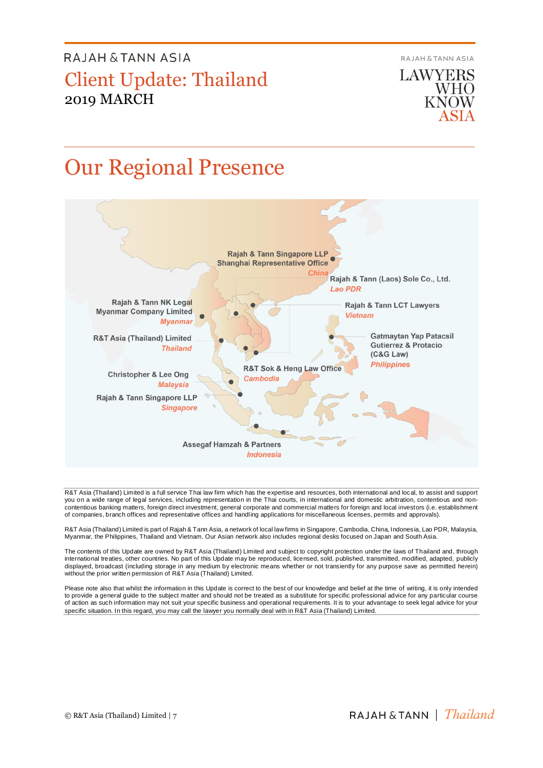RAJAH & TANN ASIA

# Client Update: Thailand

2019 MARCH

RAJAH & TANN ASIA
LAWYERS WHO KNOW ASIA

## Our Regional Presence

Rajah & Tann Singapore LLP
Shanghai Representative Office
*China*

Rajah & Tann (Laos) Sole Co., Ltd.
*Lao PDR*

Rajah & Tann NK Legal Myanmar Company Limited
*Myanmar*

Rajah & Tann LCT Lawyers
*Vietnam*

R&T Asia (Thailand) Limited
*Thailand*

Gatmaytan Yap Patacsil Gutierrez & Protacio (C&G Law)
*Philippines*

R&T Sok & Heng Law Office
*Cambodia*

Christopher & Lee Ong
*Malaysia*

Rajah & Tann Singapore LLP
*Singapore*

Assegaf Hamzah & Partners
*Indonesia*

R&T Asia (Thailand) Limited is a full service Thai law firm which has the expertise and resources, both international and local, to assist and support you on a wide range of legal services, including representation in the Thai courts, in international and domestic arbitration, contentious and non-contentious banking matters, foreign direct investment, general corporate and commercial matters for foreign and local investors (i.e. establishment of companies, branch offices and representative offices and handling applications for miscellaneous licenses, permits and approvals).

R&T Asia (Thailand) Limited is part of Rajah & Tann Asia, a network of local law firms in Singapore, Cambodia, China, Indonesia, Lao PDR, Malaysia, Myanmar, the Philippines, Thailand and Vietnam. Our Asian network also includes regional desks focused on Japan and South Asia.

The contents of this Update are owned by R&T Asia (Thailand) Limited and subject to copyright protection under the laws of Thailand and, through international treaties, other countries. No part of this Update may be reproduced, licensed, sold, published, transmitted, modified, adapted, publicly displayed, broadcast (including storage in any medium by electronic means whether or not transiently for any purpose save as permitted herein) without the prior written permission of R&T Asia (Thailand) Limited.

Please note also that whilst the information in this Update is correct to the best of our knowledge and belief at the time of writing, it is only intended to provide a general guide to the subject matter and should not be treated as a substitute for specific professional advice for any particular course of action as such information may not suit your specific business and operational requirements. It is to your advantage to seek legal advice for your specific situation. In this regard, you may call the lawyer you normally deal with in R&T Asia (Thailand) Limited.